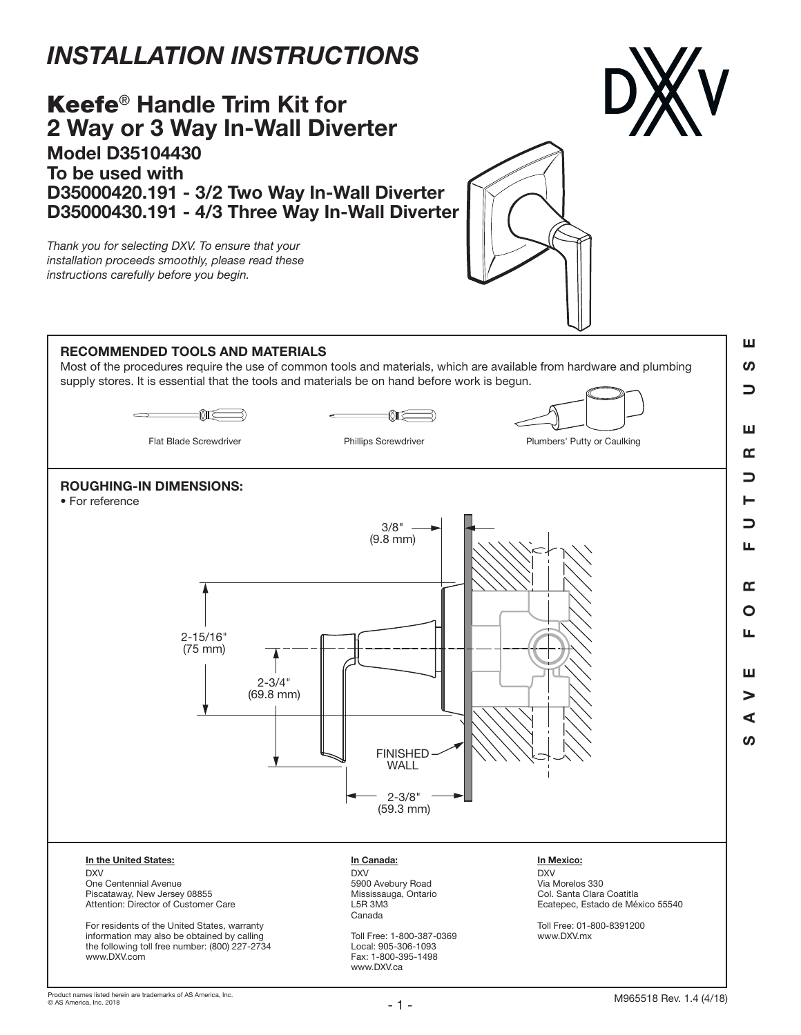# *INSTALLATION INSTRUCTIONS*

## **Keefe**® Handle Trim Kit for 2 Way or 3 Way In-Wall Diverter

### Model D35104430
### To be used with
### D35000420.191 - 3/2 Two Way In-Wall Diverter
### D35000430.191 - 4/3 Three Way In-Wall Diverter

*Thank you for selecting DXV. To ensure that your installation proceeds smoothly, please read these instructions carefully before you begin.*

SAVE FOR FUTURE USE

### RECOMMENDED TOOLS AND MATERIALS

Most of the procedures require the use of common tools and materials, which are available from hardware and plumbing supply stores. It is essential that the tools and materials be on hand before work is begun.

Flat Blade Screwdriver

Phillips Screwdriver

Plumbers' Putty or Caulking

### ROUGHING-IN DIMENSIONS:

- For reference

3/8" (9.8 mm)

2-15/16" (75 mm)

2-3/4" (69.8 mm)

FINISHED WALL

2-3/8" (59.3 mm)

**In the United States:**
DXV
One Centennial Avenue
Piscataway, New Jersey 08855
Attention: Director of Customer Care

For residents of the United States, warranty information may also be obtained by calling the following toll free number: (800) 227-2734
www.DXV.com

**In Canada:**
DXV
5900 Avebury Road
Mississauga, Ontario
L5R 3M3
Canada

Toll Free: 1-800-387-0369
Local: 905-306-1093
Fax: 1-800-395-1498
www.DXV.ca

**In Mexico:**
DXV
Via Morelos 330
Col. Santa Clara Coatitla
Ecatepec, Estado de México 55540

Toll Free: 01-800-8391200
www.DXV.mx

Product names listed herein are trademarks of AS America, Inc.
© AS America, Inc. 2018

M965518 Rev. 1.4 (4/18)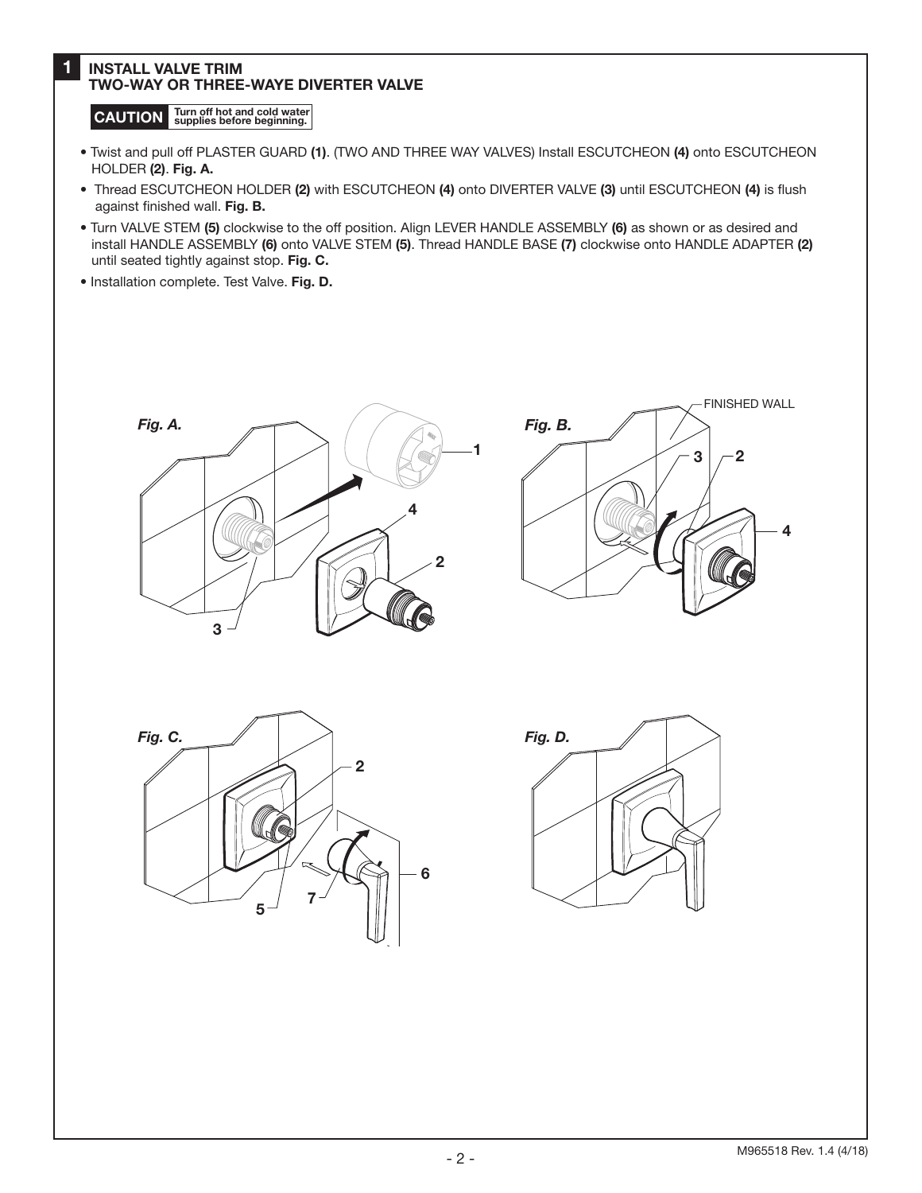## 1 INSTALL VALVE TRIM TWO-WAY OR THREE-WAYE DIVERTER VALVE

**CAUTION** **Turn off hot and cold water supplies before beginning.**

- Twist and pull off PLASTER GUARD **(1)**. (TWO AND THREE WAY VALVES) Install ESCUTCHEON **(4)** onto ESCUTCHEON HOLDER **(2)**. **Fig. A.**
- Thread ESCUTCHEON HOLDER **(2)** with ESCUTCHEON **(4)** onto DIVERTER VALVE **(3)** until ESCUTCHEON **(4)** is flush against finished wall. **Fig. B.**
- Turn VALVE STEM **(5)** clockwise to the off position. Align LEVER HANDLE ASSEMBLY **(6)** as shown or as desired and install HANDLE ASSEMBLY **(6)** onto VALVE STEM **(5)**. Thread HANDLE BASE **(7)** clockwise onto HANDLE ADAPTER **(2)** until seated tightly against stop. **Fig. C.**
- Installation complete. Test Valve. **Fig. D.**

*Fig. A.*

*Fig. B.*

*Fig. C.*

*Fig. D.*

M965518 Rev. 1.4 (4/18)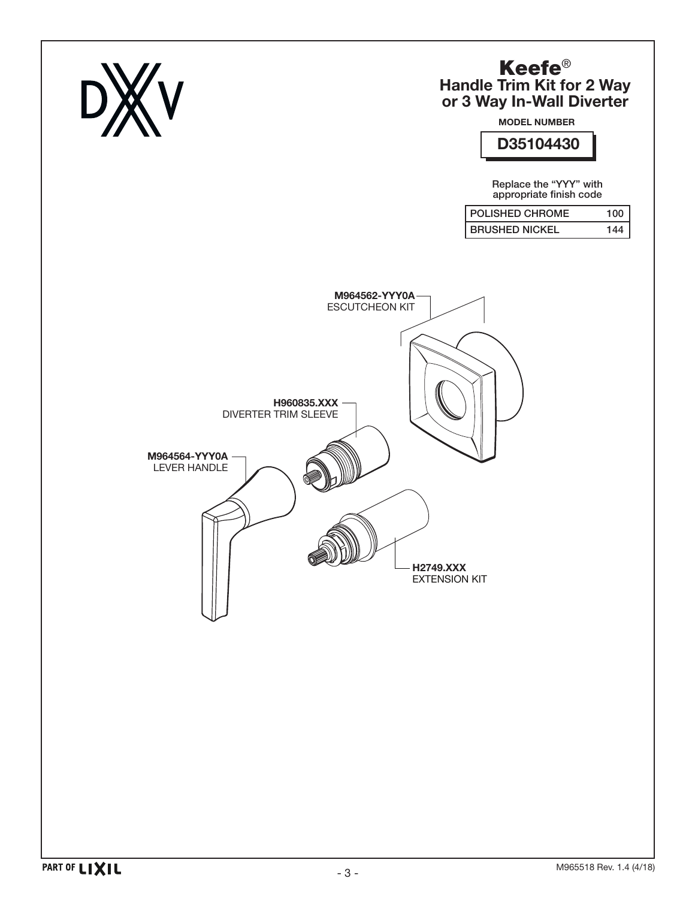# Keefe®

## Handle Trim Kit for 2 Way or 3 Way In-Wall Diverter

**MODEL NUMBER**

**D35104430**

Replace the "YYY" with appropriate finish code

| | |
|---|---|
| POLISHED CHROME | 100 |
| BRUSHED NICKEL | 144 |

**M964562-YYY0A**
ESCUTCHEON KIT

**H960835.XXX**
DIVERTER TRIM SLEEVE

**M964564-YYY0A**
LEVER HANDLE

**H2749.XXX**
EXTENSION KIT

M965518 Rev. 1.4 (4/18)